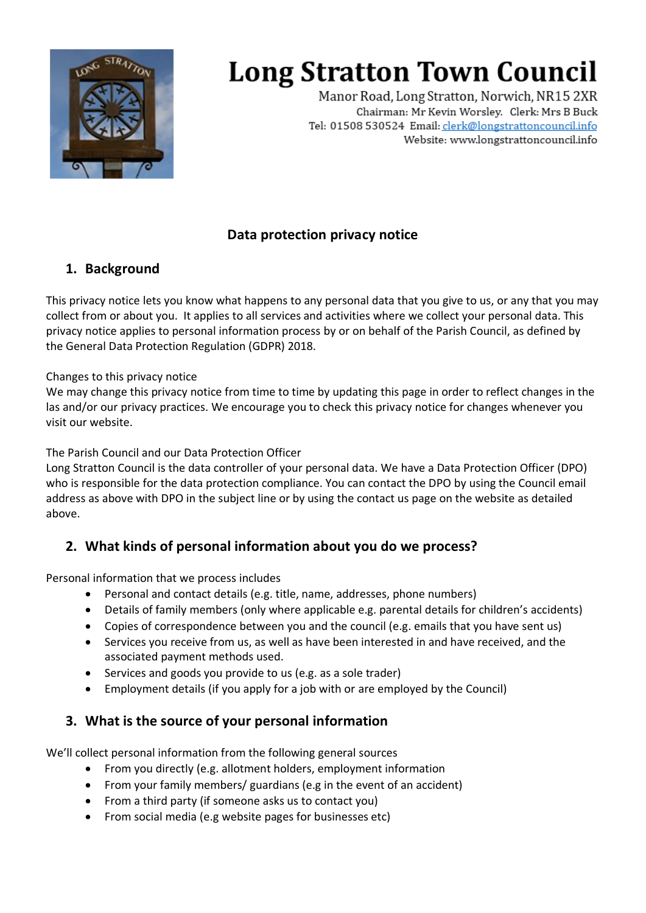# Long Stratton Town Council

Manor Road, Long Stratton, Norwich, NR15 2XR
Chairman: Mr Kevin Worsley. Clerk: Mrs B Buck
Tel: 01508 530524 Email: clerk@longstrattoncouncil.info
Website: www.longstrattoncouncil.info

## Data protection privacy notice

### 1. Background

This privacy notice lets you know what happens to any personal data that you give to us, or any that you may collect from or about you. It applies to all services and activities where we collect your personal data. This privacy notice applies to personal information process by or on behalf of the Parish Council, as defined by the General Data Protection Regulation (GDPR) 2018.

Changes to this privacy notice
We may change this privacy notice from time to time by updating this page in order to reflect changes in the las and/or our privacy practices. We encourage you to check this privacy notice for changes whenever you visit our website.

The Parish Council and our Data Protection Officer
Long Stratton Council is the data controller of your personal data. We have a Data Protection Officer (DPO) who is responsible for the data protection compliance. You can contact the DPO by using the Council email address as above with DPO in the subject line or by using the contact us page on the website as detailed above.

### 2. What kinds of personal information about you do we process?

Personal information that we process includes

- Personal and contact details (e.g. title, name, addresses, phone numbers)
- Details of family members (only where applicable e.g. parental details for children's accidents)
- Copies of correspondence between you and the council (e.g. emails that you have sent us)
- Services you receive from us, as well as have been interested in and have received, and the associated payment methods used.
- Services and goods you provide to us (e.g. as a sole trader)
- Employment details (if you apply for a job with or are employed by the Council)

### 3. What is the source of your personal information

We'll collect personal information from the following general sources

- From you directly (e.g. allotment holders, employment information
- From your family members/ guardians (e.g in the event of an accident)
- From a third party (if someone asks us to contact you)
- From social media (e.g website pages for businesses etc)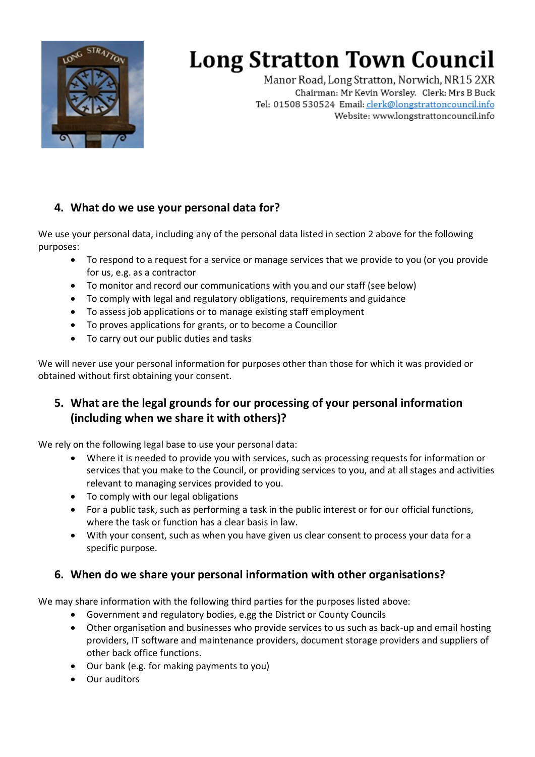# Long Stratton Town Council

Manor Road, Long Stratton, Norwich, NR15 2XR
Chairman: Mr Kevin Worsley. Clerk: Mrs B Buck
Tel: 01508 530524 Email: clerk@longstrattoncouncil.info
Website: www.longstrattoncouncil.info

## 4. What do we use your personal data for?

We use your personal data, including any of the personal data listed in section 2 above for the following purposes:

- To respond to a request for a service or manage services that we provide to you (or you provide for us, e.g. as a contractor
- To monitor and record our communications with you and our staff (see below)
- To comply with legal and regulatory obligations, requirements and guidance
- To assess job applications or to manage existing staff employment
- To proves applications for grants, or to become a Councillor
- To carry out our public duties and tasks

We will never use your personal information for purposes other than those for which it was provided or obtained without first obtaining your consent.

## 5. What are the legal grounds for our processing of your personal information (including when we share it with others)?

We rely on the following legal base to use your personal data:

- Where it is needed to provide you with services, such as processing requests for information or services that you make to the Council, or providing services to you, and at all stages and activities relevant to managing services provided to you.
- To comply with our legal obligations
- For a public task, such as performing a task in the public interest or for our official functions, where the task or function has a clear basis in law.
- With your consent, such as when you have given us clear consent to process your data for a specific purpose.

## 6. When do we share your personal information with other organisations?

We may share information with the following third parties for the purposes listed above:

- Government and regulatory bodies, e.gg the District or County Councils
- Other organisation and businesses who provide services to us such as back-up and email hosting providers, IT software and maintenance providers, document storage providers and suppliers of other back office functions.
- Our bank (e.g. for making payments to you)
- Our auditors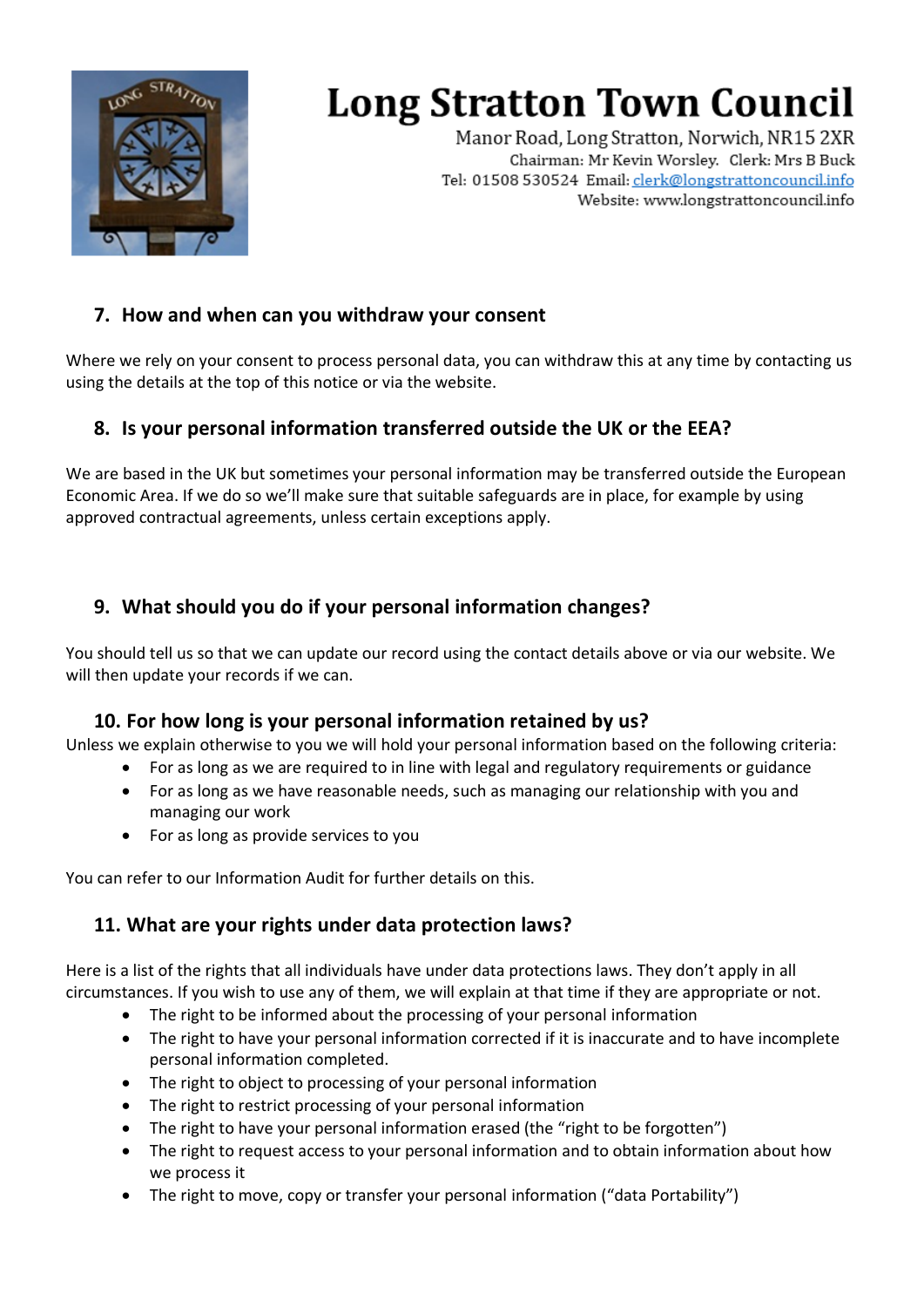# Long Stratton Town Council

Manor Road, Long Stratton, Norwich, NR15 2XR
Chairman: Mr Kevin Worsley. Clerk: Mrs B Buck
Tel: 01508 530524 Email: clerk@longstrattoncouncil.info
Website: www.longstrattoncouncil.info

## 7. How and when can you withdraw your consent

Where we rely on your consent to process personal data, you can withdraw this at any time by contacting us using the details at the top of this notice or via the website.

## 8. Is your personal information transferred outside the UK or the EEA?

We are based in the UK but sometimes your personal information may be transferred outside the European Economic Area. If we do so we'll make sure that suitable safeguards are in place, for example by using approved contractual agreements, unless certain exceptions apply.

## 9. What should you do if your personal information changes?

You should tell us so that we can update our record using the contact details above or via our website. We will then update your records if we can.

## 10. For how long is your personal information retained by us?

Unless we explain otherwise to you we will hold your personal information based on the following criteria:

- For as long as we are required to in line with legal and regulatory requirements or guidance
- For as long as we have reasonable needs, such as managing our relationship with you and managing our work
- For as long as provide services to you

You can refer to our Information Audit for further details on this.

## 11. What are your rights under data protection laws?

Here is a list of the rights that all individuals have under data protections laws. They don't apply in all circumstances. If you wish to use any of them, we will explain at that time if they are appropriate or not.

- The right to be informed about the processing of your personal information
- The right to have your personal information corrected if it is inaccurate and to have incomplete personal information completed.
- The right to object to processing of your personal information
- The right to restrict processing of your personal information
- The right to have your personal information erased (the "right to be forgotten")
- The right to request access to your personal information and to obtain information about how we process it
- The right to move, copy or transfer your personal information ("data Portability")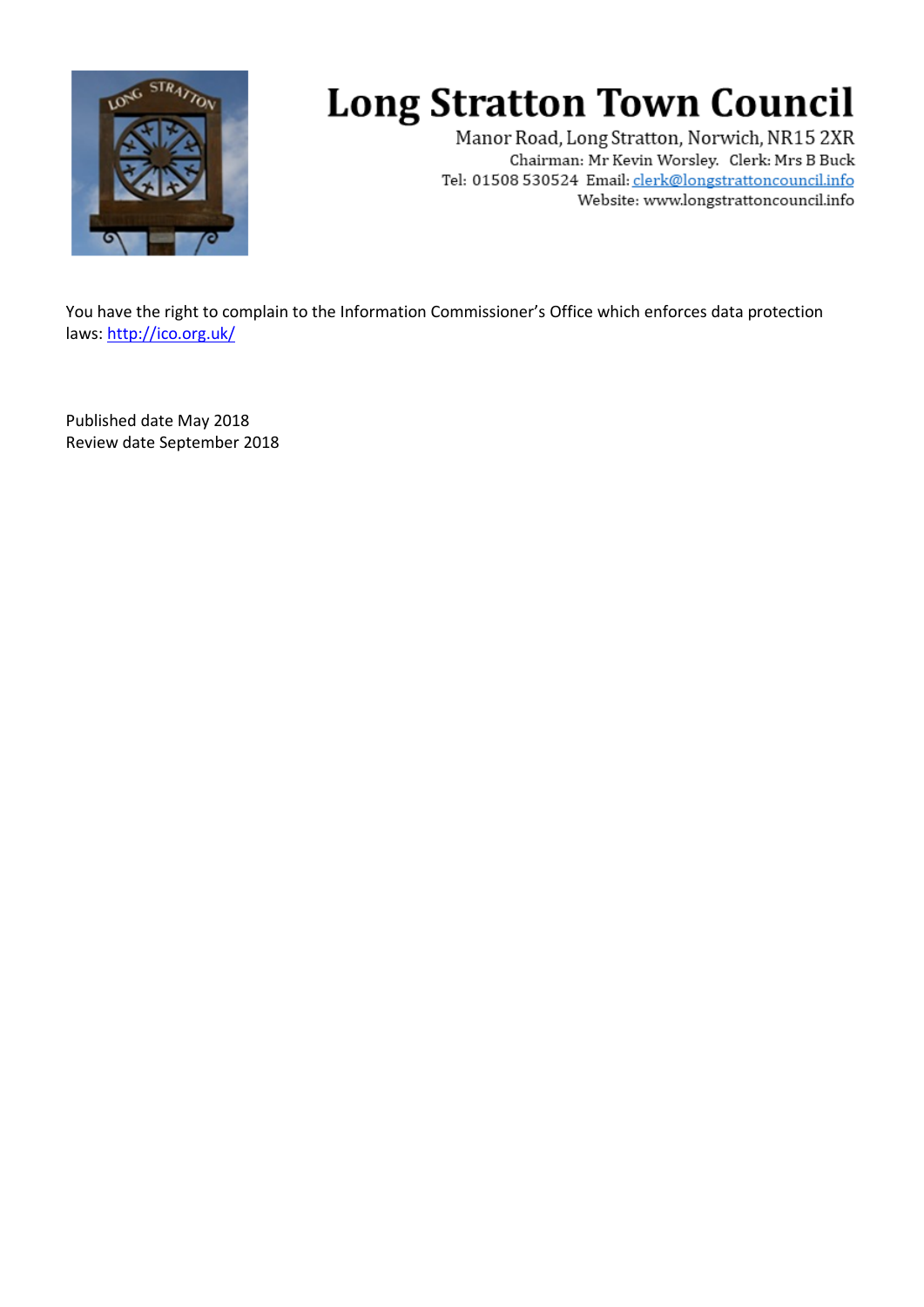# Long Stratton Town Council

Manor Road, Long Stratton, Norwich, NR15 2XR
Chairman: Mr Kevin Worsley. Clerk: Mrs B Buck
Tel: 01508 530524 Email: clerk@longstrattoncouncil.info
Website: www.longstrattoncouncil.info

You have the right to complain to the Information Commissioner's Office which enforces data protection laws: http://ico.org.uk/

Published date May 2018
Review date September 2018